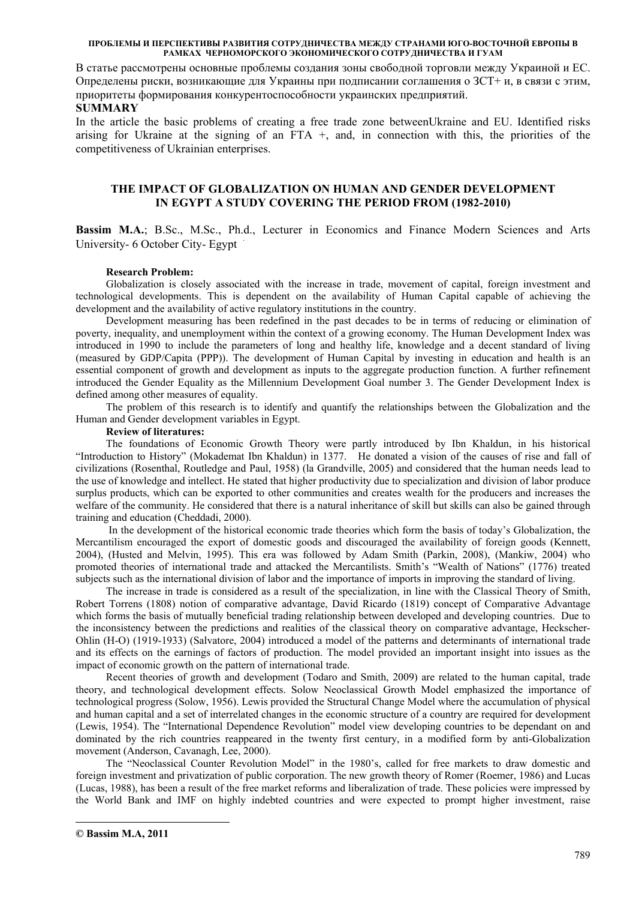В статье рассмотрены основные проблемы создания зоны свободной торговли между Украиной и ЕС. Определены риски, возникающие для Украины при подписании соглашения о ЗСТ+ и, в связи с этим, приоритеты формирования конкурентоспособности украинских предприятий.

**SUMMARY**

In the article the basic problems of creating a free trade zone betweenUkraine and EU. Identified risks arising for Ukraine at the signing of an FTA +, and, in connection with this, the priorities of the competitiveness of Ukrainian enterprises.

## THE IMPACT OF GLOBALIZATION ON HUMAN AND GENDER DEVELOPMENT IN EGYPT A STUDY COVERING THE PERIOD FROM (1982-2010)

**Bassim M.A.**; B.Sc., M.Sc., Ph.d., Lecturer in Economics and Finance Modern Sciences and Arts University- 6 October City- Egypt

### Research Problem:

Globalization is closely associated with the increase in trade, movement of capital, foreign investment and technological developments. This is dependent on the availability of Human Capital capable of achieving the development and the availability of active regulatory institutions in the country.

Development measuring has been redefined in the past decades to be in terms of reducing or elimination of poverty, inequality, and unemployment within the context of a growing economy. The Human Development Index was introduced in 1990 to include the parameters of long and healthy life, knowledge and a decent standard of living (measured by GDP/Capita (PPP)). The development of Human Capital by investing in education and health is an essential component of growth and development as inputs to the aggregate production function. A further refinement introduced the Gender Equality as the Millennium Development Goal number 3. The Gender Development Index is defined among other measures of equality.

The problem of this research is to identify and quantify the relationships between the Globalization and the Human and Gender development variables in Egypt.

### Review of literatures:

The foundations of Economic Growth Theory were partly introduced by Ibn Khaldun, in his historical "Introduction to History" (Mokademat Ibn Khaldun) in 1377. He donated a vision of the causes of rise and fall of civilizations (Rosenthal, Routledge and Paul, 1958) (la Grandville, 2005) and considered that the human needs lead to the use of knowledge and intellect. He stated that higher productivity due to specialization and division of labor produce surplus products, which can be exported to other communities and creates wealth for the producers and increases the welfare of the community. He considered that there is a natural inheritance of skill but skills can also be gained through training and education (Cheddadi, 2000).

In the development of the historical economic trade theories which form the basis of today's Globalization, the Mercantilism encouraged the export of domestic goods and discouraged the availability of foreign goods (Kennett, 2004), (Husted and Melvin, 1995). This era was followed by Adam Smith (Parkin, 2008), (Mankiw, 2004) who promoted theories of international trade and attacked the Mercantilists. Smith's "Wealth of Nations" (1776) treated subjects such as the international division of labor and the importance of imports in improving the standard of living.

The increase in trade is considered as a result of the specialization, in line with the Classical Theory of Smith, Robert Torrens (1808) notion of comparative advantage, David Ricardo (1819) concept of Comparative Advantage which forms the basis of mutually beneficial trading relationship between developed and developing countries. Due to the inconsistency between the predictions and realities of the classical theory on comparative advantage, Heckscher-Ohlin (H-O) (1919-1933) (Salvatore, 2004) introduced a model of the patterns and determinants of international trade and its effects on the earnings of factors of production. The model provided an important insight into issues as the impact of economic growth on the pattern of international trade.

Recent theories of growth and development (Todaro and Smith, 2009) are related to the human capital, trade theory, and technological development effects. Solow Neoclassical Growth Model emphasized the importance of technological progress (Solow, 1956). Lewis provided the Structural Change Model where the accumulation of physical and human capital and a set of interrelated changes in the economic structure of a country are required for development (Lewis, 1954). The "International Dependence Revolution" model view developing countries to be dependant on and dominated by the rich countries reappeared in the twenty first century, in a modified form by anti-Globalization movement (Anderson, Cavanagh, Lee, 2000).

The "Neoclassical Counter Revolution Model" in the 1980's, called for free markets to draw domestic and foreign investment and privatization of public corporation. The new growth theory of Romer (Roemer, 1986) and Lucas (Lucas, 1988), has been a result of the free market reforms and liberalization of trade. These policies were impressed by the World Bank and IMF on highly indebted countries and were expected to prompt higher investment, raise

**© Bassim M.A, 2011**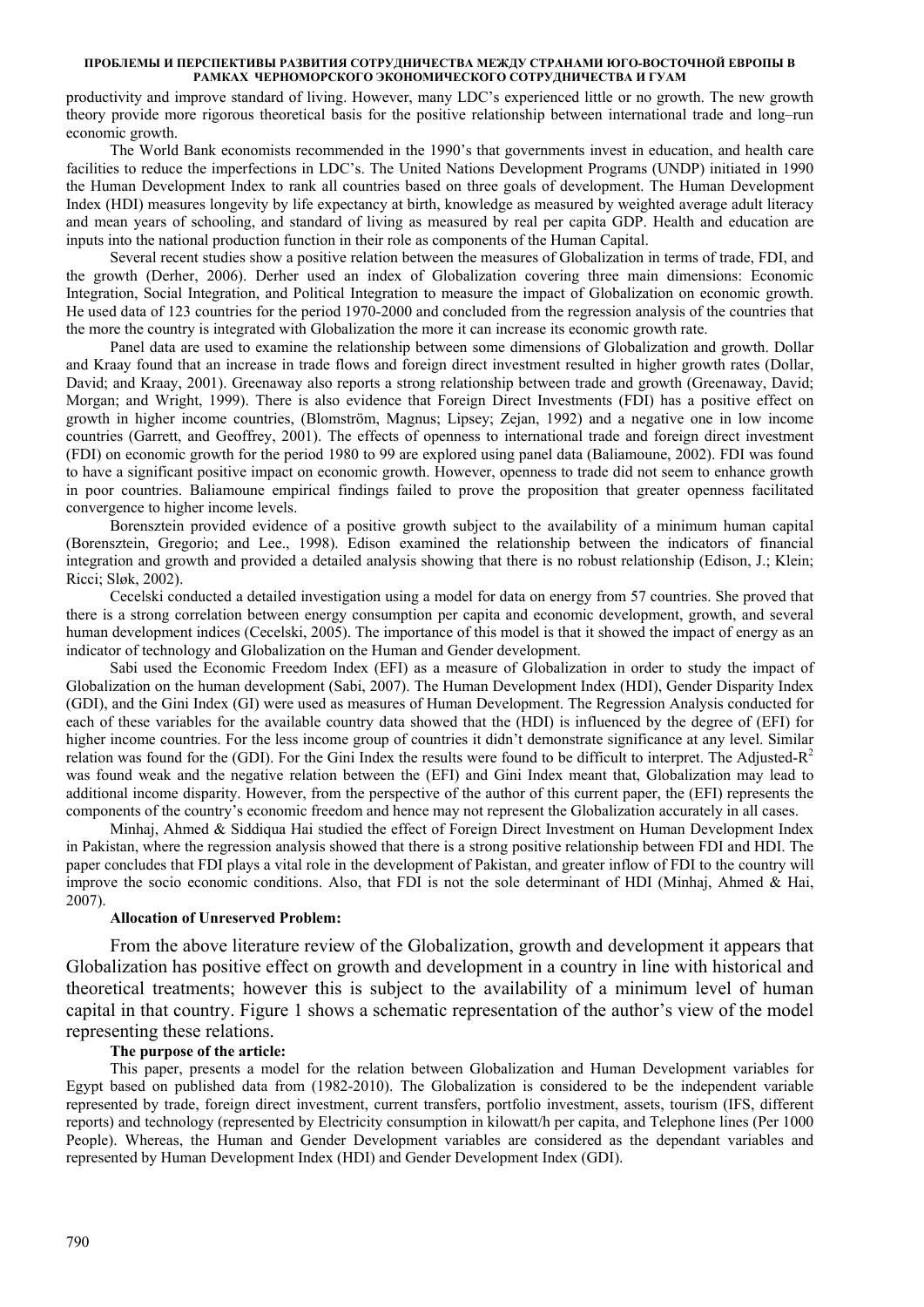productivity and improve standard of living. However, many LDC's experienced little or no growth. The new growth theory provide more rigorous theoretical basis for the positive relationship between international trade and long–run economic growth.

The World Bank economists recommended in the 1990's that governments invest in education, and health care facilities to reduce the imperfections in LDC's. The United Nations Development Programs (UNDP) initiated in 1990 the Human Development Index to rank all countries based on three goals of development. The Human Development Index (HDI) measures longevity by life expectancy at birth, knowledge as measured by weighted average adult literacy and mean years of schooling, and standard of living as measured by real per capita GDP. Health and education are inputs into the national production function in their role as components of the Human Capital.

Several recent studies show a positive relation between the measures of Globalization in terms of trade, FDI, and the growth (Derher, 2006). Derher used an index of Globalization covering three main dimensions: Economic Integration, Social Integration, and Political Integration to measure the impact of Globalization on economic growth. He used data of 123 countries for the period 1970-2000 and concluded from the regression analysis of the countries that the more the country is integrated with Globalization the more it can increase its economic growth rate.

Panel data are used to examine the relationship between some dimensions of Globalization and growth. Dollar and Kraay found that an increase in trade flows and foreign direct investment resulted in higher growth rates (Dollar, David; and Kraay, 2001). Greenaway also reports a strong relationship between trade and growth (Greenaway, David; Morgan; and Wright, 1999). There is also evidence that Foreign Direct Investments (FDI) has a positive effect on growth in higher income countries, (Blomström, Magnus; Lipsey; Zejan, 1992) and a negative one in low income countries (Garrett, and Geoffrey, 2001). The effects of openness to international trade and foreign direct investment (FDI) on economic growth for the period 1980 to 99 are explored using panel data (Baliamoune, 2002). FDI was found to have a significant positive impact on economic growth. However, openness to trade did not seem to enhance growth in poor countries. Baliamoune empirical findings failed to prove the proposition that greater openness facilitated convergence to higher income levels.

Borensztein provided evidence of a positive growth subject to the availability of a minimum human capital (Borensztein, Gregorio; and Lee., 1998). Edison examined the relationship between the indicators of financial integration and growth and provided a detailed analysis showing that there is no robust relationship (Edison, J.; Klein; Ricci; Sløk, 2002).

Cecelski conducted a detailed investigation using a model for data on energy from 57 countries. She proved that there is a strong correlation between energy consumption per capita and economic development, growth, and several human development indices (Cecelski, 2005). The importance of this model is that it showed the impact of energy as an indicator of technology and Globalization on the Human and Gender development.

Sabi used the Economic Freedom Index (EFI) as a measure of Globalization in order to study the impact of Globalization on the human development (Sabi, 2007). The Human Development Index (HDI), Gender Disparity Index (GDI), and the Gini Index (GI) were used as measures of Human Development. The Regression Analysis conducted for each of these variables for the available country data showed that the (HDI) is influenced by the degree of (EFI) for higher income countries. For the less income group of countries it didn't demonstrate significance at any level. Similar relation was found for the (GDI). For the Gini Index the results were found to be difficult to interpret. The Adjusted-$R^2$ was found weak and the negative relation between the (EFI) and Gini Index meant that, Globalization may lead to additional income disparity. However, from the perspective of the author of this current paper, the (EFI) represents the components of the country's economic freedom and hence may not represent the Globalization accurately in all cases.

Minhaj, Ahmed & Siddiqua Hai studied the effect of Foreign Direct Investment on Human Development Index in Pakistan, where the regression analysis showed that there is a strong positive relationship between FDI and HDI. The paper concludes that FDI plays a vital role in the development of Pakistan, and greater inflow of FDI to the country will improve the socio economic conditions. Also, that FDI is not the sole determinant of HDI (Minhaj, Ahmed & Hai, 2007).

**Allocation of Unreserved Problem:**

From the above literature review of the Globalization, growth and development it appears that Globalization has positive effect on growth and development in a country in line with historical and theoretical treatments; however this is subject to the availability of a minimum level of human capital in that country. Figure 1 shows a schematic representation of the author's view of the model representing these relations.

**The purpose of the article:**

This paper, presents a model for the relation between Globalization and Human Development variables for Egypt based on published data from (1982-2010). The Globalization is considered to be the independent variable represented by trade, foreign direct investment, current transfers, portfolio investment, assets, tourism (IFS, different reports) and technology (represented by Electricity consumption in kilowatt/h per capita, and Telephone lines (Per 1000 People). Whereas, the Human and Gender Development variables are considered as the dependant variables and represented by Human Development Index (HDI) and Gender Development Index (GDI).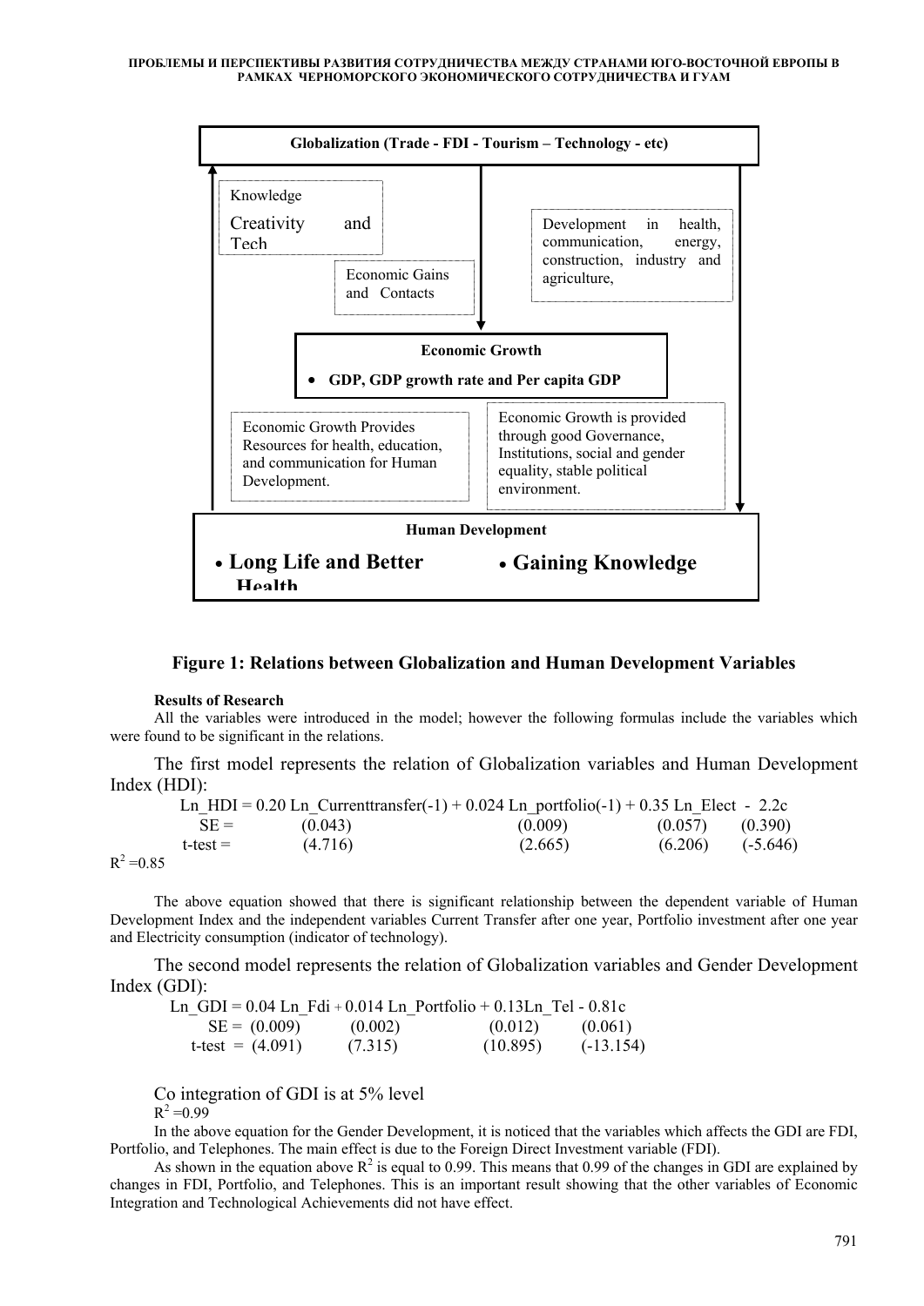Globalization (Trade - FDI - Tourism – Technology - etc)

Knowledge Creativity and Tech

Economic Gains and Contacts

Development in health, communication, energy, construction, industry and agriculture,

**Economic Growth**

- **GDP, GDP growth rate and Per capita GDP**

Economic Growth Provides Resources for health, education, and communication for Human Development.

Economic Growth is provided through good Governance, Institutions, social and gender equality, stable political environment.

**Human Development**

- **Long Life and Better Health**
- **Gaining Knowledge**

**Figure 1: Relations between Globalization and Human Development Variables**

**Results of Research**

All the variables were introduced in the model; however the following formulas include the variables which were found to be significant in the relations.

The first model represents the relation of Globalization variables and Human Development Index (HDI):

$$Ln\_HDI = 0.20\ Ln\_Currenttransfer(-1) + 0.024\ Ln\_portfolio(-1) + 0.35\ Ln\_Elect - 2.2c$$

| | | | | |
|---|---|---|---|---|
| SE = | (0.043) | (0.009) | (0.057) | (0.390) |
| t-test = | (4.716) | (2.665) | (6.206) | (-5.646) |

$R^2 = 0.85$

The above equation showed that there is significant relationship between the dependent variable of Human Development Index and the independent variables Current Transfer after one year, Portfolio investment after one year and Electricity consumption (indicator of technology).

The second model represents the relation of Globalization variables and Gender Development Index (GDI):

$$Ln\_GDI = 0.04\ Ln\_Fdi + 0.014\ Ln\_Portfolio + 0.13 Ln\_Tel - 0.81c$$

| | | | | |
|---|---|---|---|---|
| SE = | (0.009) | (0.002) | (0.012) | (0.061) |
| t-test = | (4.091) | (7.315) | (10.895) | (-13.154) |

Co integration of GDI is at 5% level

$R^2 = 0.99$

In the above equation for the Gender Development, it is noticed that the variables which affects the GDI are FDI, Portfolio, and Telephones. The main effect is due to the Foreign Direct Investment variable (FDI).

As shown in the equation above $R^2$ is equal to 0.99. This means that 0.99 of the changes in GDI are explained by changes in FDI, Portfolio, and Telephones. This is an important result showing that the other variables of Economic Integration and Technological Achievements did not have effect.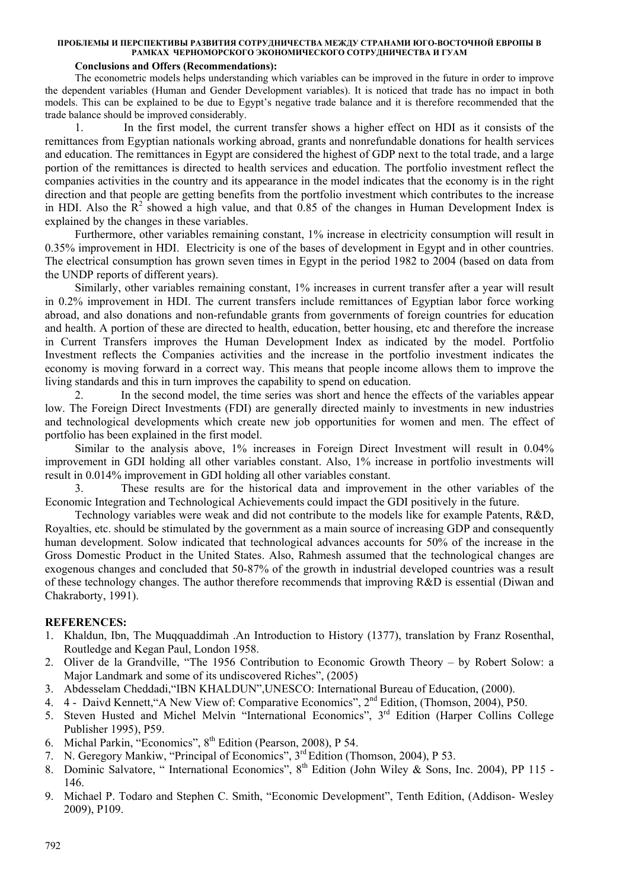**Conclusions and Offers (Recommendations):**

The econometric models helps understanding which variables can be improved in the future in order to improve the dependent variables (Human and Gender Development variables). It is noticed that trade has no impact in both models. This can be explained to be due to Egypt's negative trade balance and it is therefore recommended that the trade balance should be improved considerably.

1. In the first model, the current transfer shows a higher effect on HDI as it consists of the remittances from Egyptian nationals working abroad, grants and nonrefundable donations for health services and education. The remittances in Egypt are considered the highest of GDP next to the total trade, and a large portion of the remittances is directed to health services and education. The portfolio investment reflect the companies activities in the country and its appearance in the model indicates that the economy is in the right direction and that people are getting benefits from the portfolio investment which contributes to the increase in HDI. Also the $R^2$ showed a high value, and that 0.85 of the changes in Human Development Index is explained by the changes in these variables.

Furthermore, other variables remaining constant, 1% increase in electricity consumption will result in 0.35% improvement in HDI. Electricity is one of the bases of development in Egypt and in other countries. The electrical consumption has grown seven times in Egypt in the period 1982 to 2004 (based on data from the UNDP reports of different years).

Similarly, other variables remaining constant, 1% increases in current transfer after a year will result in 0.2% improvement in HDI. The current transfers include remittances of Egyptian labor force working abroad, and also donations and non-refundable grants from governments of foreign countries for education and health. A portion of these are directed to health, education, better housing, etc and therefore the increase in Current Transfers improves the Human Development Index as indicated by the model. Portfolio Investment reflects the Companies activities and the increase in the portfolio investment indicates the economy is moving forward in a correct way. This means that people income allows them to improve the living standards and this in turn improves the capability to spend on education.

2. In the second model, the time series was short and hence the effects of the variables appear low. The Foreign Direct Investments (FDI) are generally directed mainly to investments in new industries and technological developments which create new job opportunities for women and men. The effect of portfolio has been explained in the first model.

Similar to the analysis above, 1% increases in Foreign Direct Investment will result in 0.04% improvement in GDI holding all other variables constant. Also, 1% increase in portfolio investments will result in 0.014% improvement in GDI holding all other variables constant.

3. These results are for the historical data and improvement in the other variables of the Economic Integration and Technological Achievements could impact the GDI positively in the future.

Technology variables were weak and did not contribute to the models like for example Patents, R&D, Royalties, etc. should be stimulated by the government as a main source of increasing GDP and consequently human development. Solow indicated that technological advances accounts for 50% of the increase in the Gross Domestic Product in the United States. Also, Rahmesh assumed that the technological changes are exogenous changes and concluded that 50-87% of the growth in industrial developed countries was a result of these technology changes. The author therefore recommends that improving R&D is essential (Diwan and Chakraborty, 1991).

## REFERENCES:

1. Khaldun, Ibn, The Muqquaddimah .An Introduction to History (1377), translation by Franz Rosenthal, Routledge and Kegan Paul, London 1958.
2. Oliver de la Grandville, "The 1956 Contribution to Economic Growth Theory – by Robert Solow: a Major Landmark and some of its undiscovered Riches", (2005)
3. Abdesselam Cheddadi,"IBN KHALDUN",UNESCO: International Bureau of Education, (2000).
4. 4 - Daivd Kennett,"A New View of: Comparative Economics", 2nd Edition, (Thomson, 2004), P50.
5. Steven Husted and Michel Melvin "International Economics", 3rd Edition (Harper Collins College Publisher 1995), P59.
6. Michal Parkin, "Economics", 8th Edition (Pearson, 2008), P 54.
7. N. Geregory Mankiw, "Principal of Economics", 3rd Edition (Thomson, 2004), P 53.
8. Dominic Salvatore, " International Economics", 8th Edition (John Wiley & Sons, Inc. 2004), PP 115 - 146.
9. Michael P. Todaro and Stephen C. Smith, "Economic Development", Tenth Edition, (Addison- Wesley 2009), P109.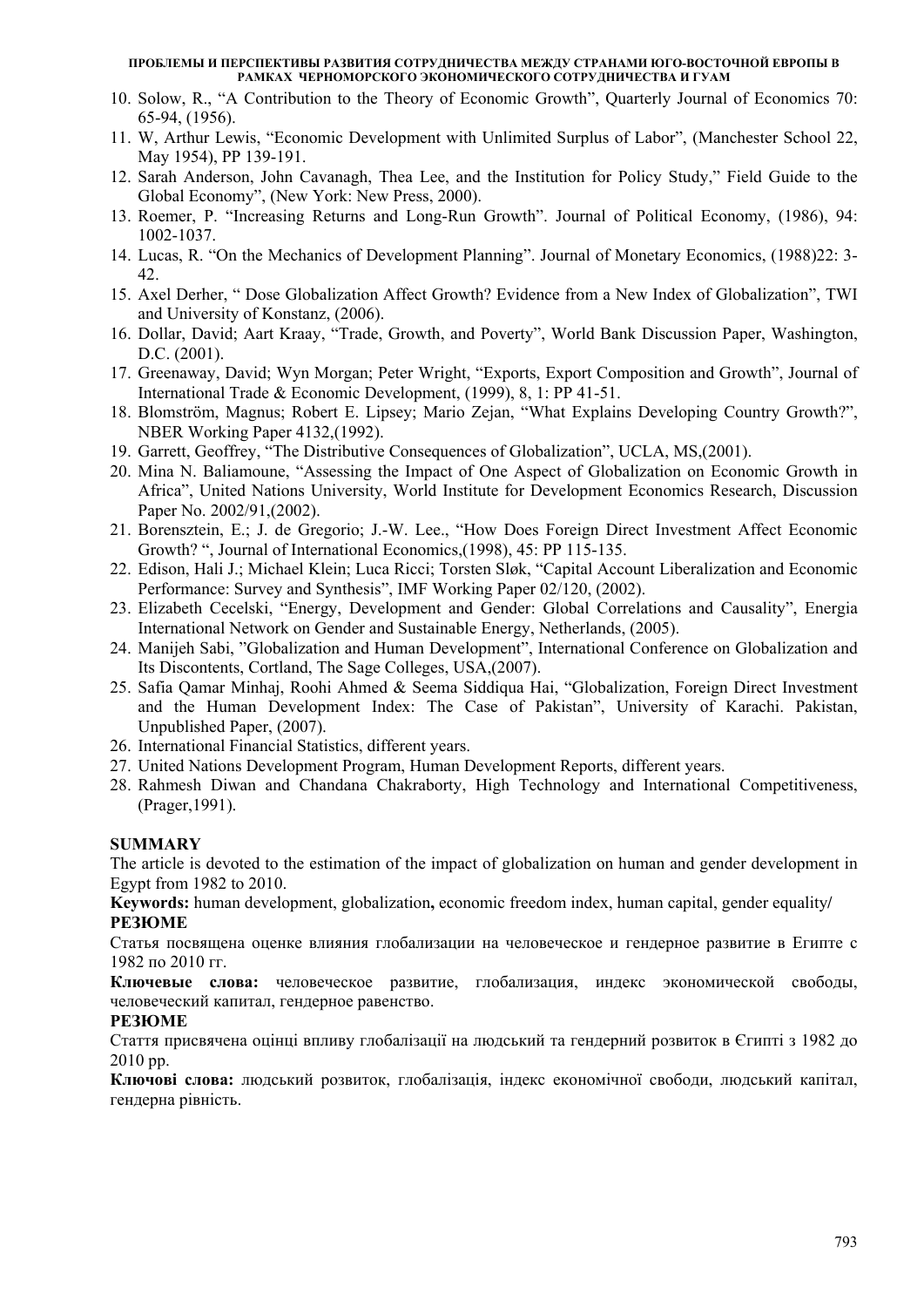10. Solow, R., “A Contribution to the Theory of Economic Growth”, Quarterly Journal of Economics 70: 65-94, (1956).
11. W, Arthur Lewis, “Economic Development with Unlimited Surplus of Labor”, (Manchester School 22, May 1954), PP 139-191.
12. Sarah Anderson, John Cavanagh, Thea Lee, and the Institution for Policy Study,” Field Guide to the Global Economy”, (New York: New Press, 2000).
13. Roemer, P. “Increasing Returns and Long-Run Growth”. Journal of Political Economy, (1986), 94: 1002-1037.
14. Lucas, R. “On the Mechanics of Development Planning”. Journal of Monetary Economics, (1988)22: 3-42.
15. Axel Derher, “ Dose Globalization Affect Growth? Evidence from a New Index of Globalization”, TWI and University of Konstanz, (2006).
16. Dollar, David; Aart Kraay, “Trade, Growth, and Poverty”, World Bank Discussion Paper, Washington, D.C. (2001).
17. Greenaway, David; Wyn Morgan; Peter Wright, “Exports, Export Composition and Growth”, Journal of International Trade & Economic Development, (1999), 8, 1: PP 41-51.
18. Blomström, Magnus; Robert E. Lipsey; Mario Zejan, “What Explains Developing Country Growth?”, NBER Working Paper 4132,(1992).
19. Garrett, Geoffrey, “The Distributive Consequences of Globalization”, UCLA, MS,(2001).
20. Mina N. Baliamoune, “Assessing the Impact of One Aspect of Globalization on Economic Growth in Africa”, United Nations University, World Institute for Development Economics Research, Discussion Paper No. 2002/91,(2002).
21. Borensztein, E.; J. de Gregorio; J.-W. Lee., “How Does Foreign Direct Investment Affect Economic Growth? “, Journal of International Economics,(1998), 45: PP 115-135.
22. Edison, Hali J.; Michael Klein; Luca Ricci; Torsten Sløk, “Capital Account Liberalization and Economic Performance: Survey and Synthesis”, IMF Working Paper 02/120, (2002).
23. Elizabeth Cecelski, “Energy, Development and Gender: Global Correlations and Causality”, Energia International Network on Gender and Sustainable Energy, Netherlands, (2005).
24. Manijeh Sabi, ”Globalization and Human Development”, International Conference on Globalization and Its Discontents, Cortland, The Sage Colleges, USA,(2007).
25. Safia Qamar Minhaj, Roohi Ahmed & Seema Siddiqua Hai, “Globalization, Foreign Direct Investment and the Human Development Index: The Case of Pakistan”, University of Karachi. Pakistan, Unpublished Paper, (2007).
26. International Financial Statistics, different years.
27. United Nations Development Program, Human Development Reports, different years.
28. Rahmesh Diwan and Chandana Chakraborty, High Technology and International Competitiveness, (Prager,1991).

**SUMMARY**

The article is devoted to the estimation of the impact of globalization on human and gender development in Egypt from 1982 to 2010.

**Keywords:** human development, globalization**,** economic freedom index, human capital, gender equality/

**РЕЗЮМЕ**

Статья посвящена оценке влияния глобализации на человеческое и гендерное развитие в Египте с 1982 по 2010 гг.

**Ключевые слова:** человеческое развитие, глобализация, индекс экономической свободы, человеческий капитал, гендерное равенство.

**РЕЗЮМЕ**

Стаття присвячена оцінці впливу глобалізації на людський та гендерний розвиток в Єгипті з 1982 до 2010 pp.

**Ключові слова:** людський розвиток, глобалізація, індекс економічної свободи, людський капітал, гендерна рівність.